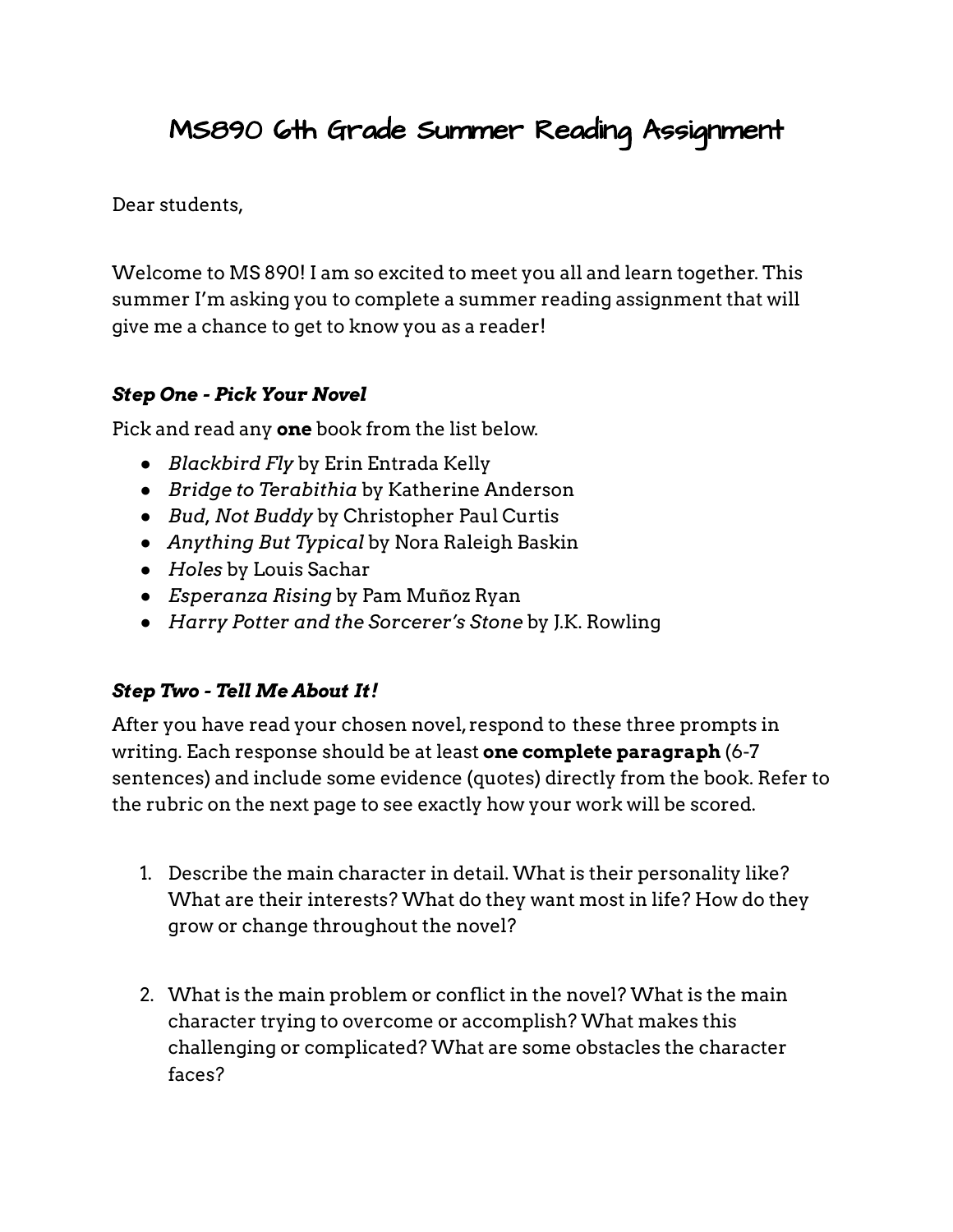# MS890 6th Grade Summer Reading Assignment

Dear students,

Welcome to MS 890! I am so excited to meet you all and learn together. This summer I'm asking you to complete a summer reading assignment that will give me a chance to get to know you as a reader!

### ***Step One - Pick Your Novel***

Pick and read any **one** book from the list below.

- *Blackbird Fly* by Erin Entrada Kelly
- *Bridge to Terabithia* by Katherine Anderson
- *Bud, Not Buddy* by Christopher Paul Curtis
- *Anything But Typical* by Nora Raleigh Baskin
- *Holes* by Louis Sachar
- *Esperanza Rising* by Pam Muñoz Ryan
- *Harry Potter and the Sorcerer's Stone* by J.K. Rowling

### ***Step Two - Tell Me About It!***

After you have read your chosen novel, respond to these three prompts in writing. Each response should be at least **one complete paragraph** (6-7 sentences) and include some evidence (quotes) directly from the book. Refer to the rubric on the next page to see exactly how your work will be scored.

1. Describe the main character in detail. What is their personality like? What are their interests? What do they want most in life? How do they grow or change throughout the novel?

2. What is the main problem or conflict in the novel? What is the main character trying to overcome or accomplish? What makes this challenging or complicated? What are some obstacles the character faces?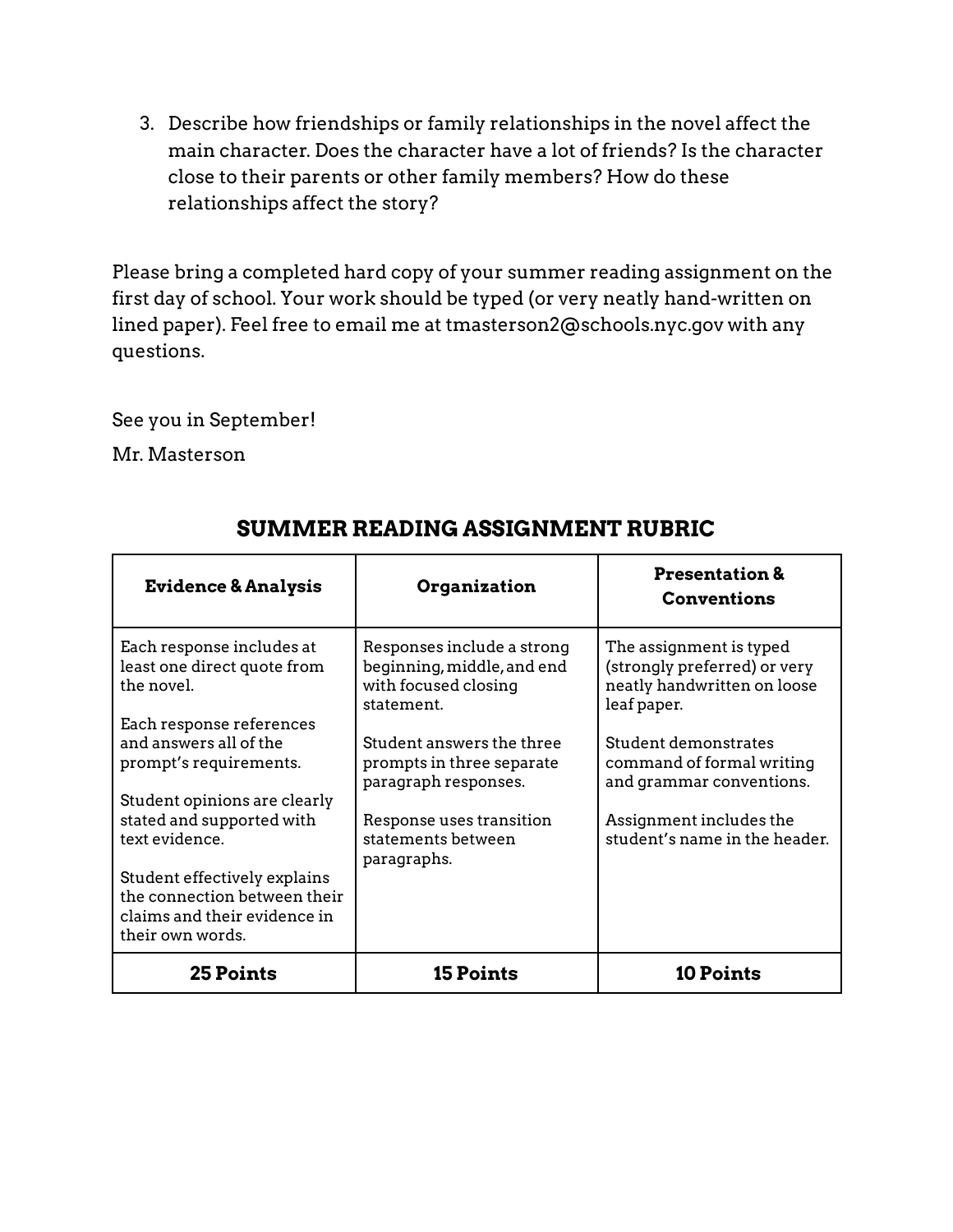3. Describe how friendships or family relationships in the novel affect the main character. Does the character have a lot of friends? Is the character close to their parents or other family members? How do these relationships affect the story?

Please bring a completed hard copy of your summer reading assignment on the first day of school. Your work should be typed (or very neatly hand-written on lined paper). Feel free to email me at tmasterson2@schools.nyc.gov with any questions.

See you in September!

Mr. Masterson

## SUMMER READING ASSIGNMENT RUBRIC

| **Evidence & Analysis** | **Organization** | **Presentation & Conventions** |
|---|---|---|
| Each response includes at least one direct quote from the novel.<br><br>Each response references and answers all of the prompt's requirements.<br><br>Student opinions are clearly stated and supported with text evidence.<br><br>Student effectively explains the connection between their claims and their evidence in their own words. | Responses include a strong beginning, middle, and end with focused closing statement.<br><br>Student answers the three prompts in three separate paragraph responses.<br><br>Response uses transition statements between paragraphs. | The assignment is typed (strongly preferred) or very neatly handwritten on loose leaf paper.<br><br>Student demonstrates command of formal writing and grammar conventions.<br><br>Assignment includes the student's name in the header. |
| **25 Points** | **15 Points** | **10 Points** |